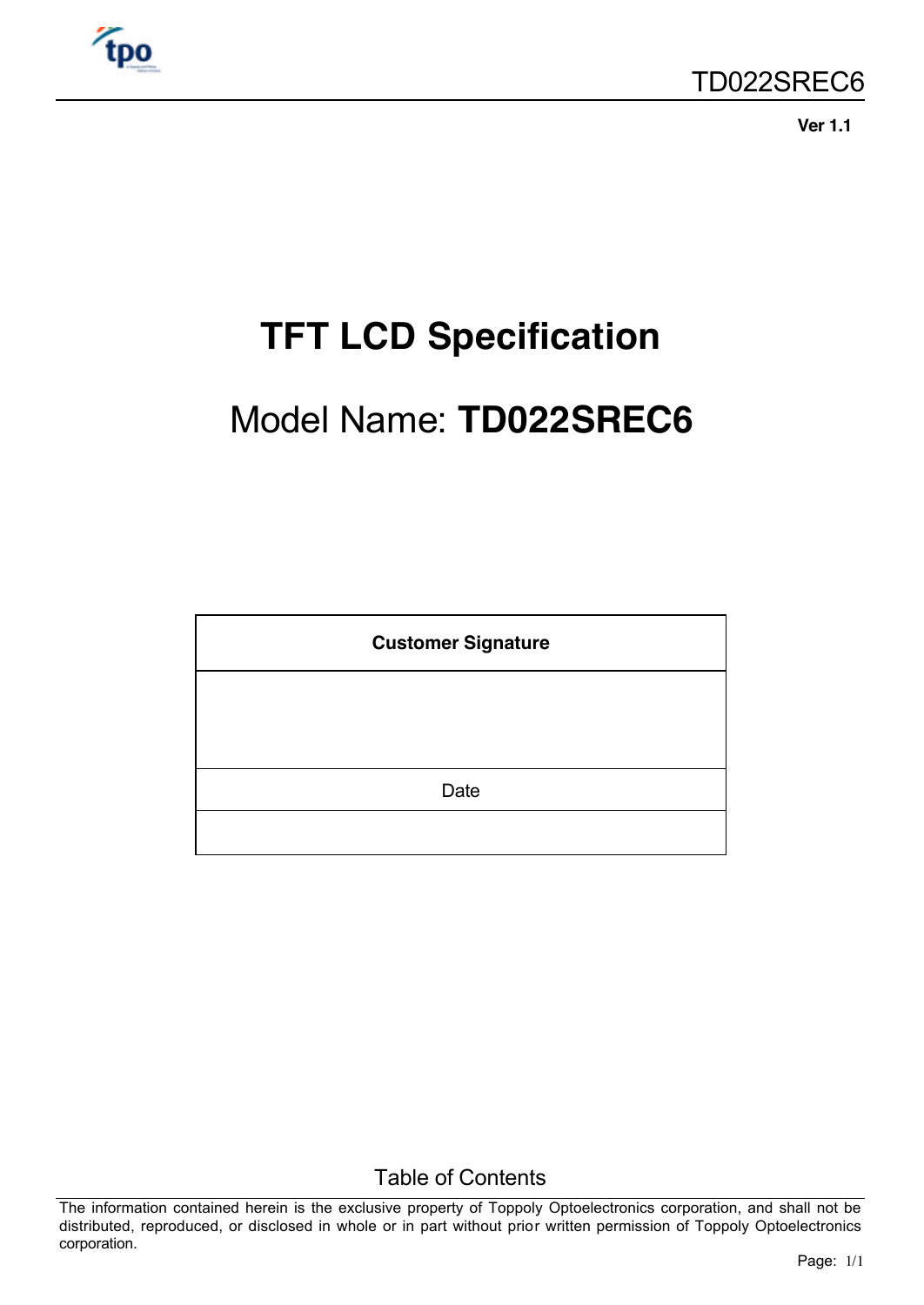**Ver 1.1**

# TFT LCD Specification

# Model Name: **TD022SREC6**

| **Customer Signature** |
|---|
| |
| Date |
| |

Table of Contents

The information contained herein is the exclusive property of Toppoly Optoelectronics corporation, and shall not be distributed, reproduced, or disclosed in whole or in part without prior written permission of Toppoly Optoelectronics corporation.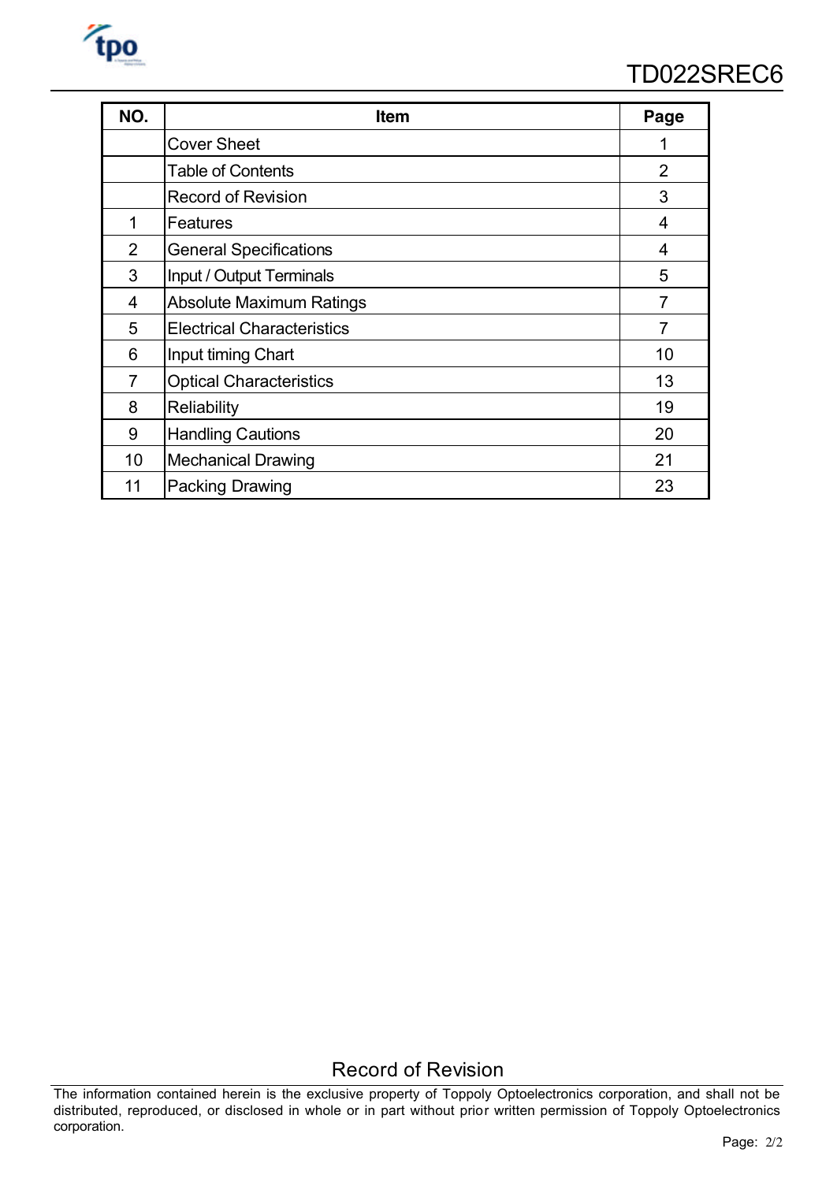| NO. | Item | Page |
| --- | --- | --- |
| | Cover Sheet | 1 |
| | Table of Contents | 2 |
| | Record of Revision | 3 |
| 1 | Features | 4 |
| 2 | General Specifications | 4 |
| 3 | Input / Output Terminals | 5 |
| 4 | Absolute Maximum Ratings | 7 |
| 5 | Electrical Characteristics | 7 |
| 6 | Input timing Chart | 10 |
| 7 | Optical Characteristics | 13 |
| 8 | Reliability | 19 |
| 9 | Handling Cautions | 20 |
| 10 | Mechanical Drawing | 21 |
| 11 | Packing Drawing | 23 |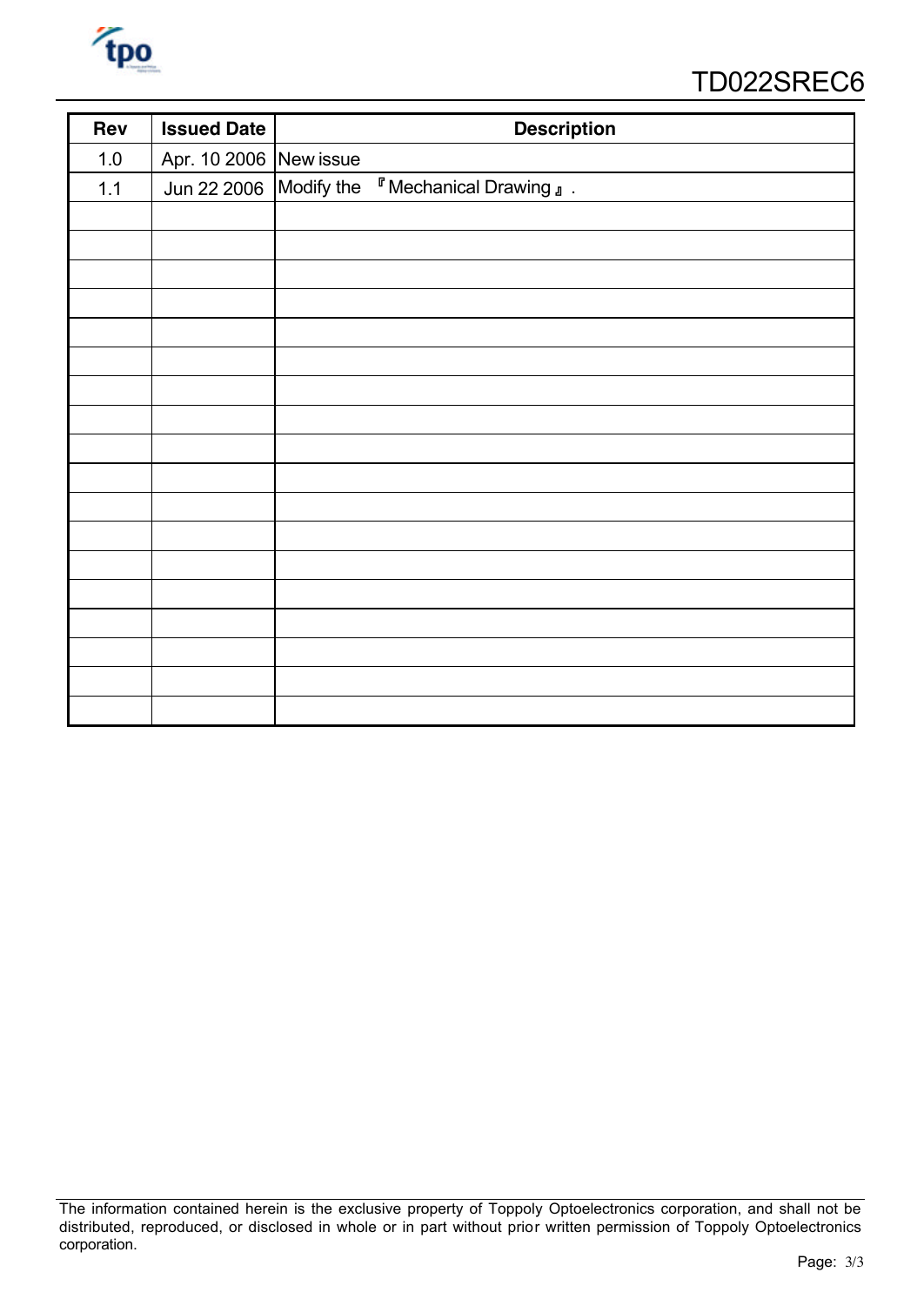| Rev | Issued Date | Description |
|---|---|---|
| 1.0 | Apr. 10 2006 | New issue |
| 1.1 | Jun 22 2006 | Modify the 『Mechanical Drawing』. |
| | | |
| | | |
| | | |
| | | |
| | | |
| | | |
| | | |
| | | |
| | | |
| | | |
| | | |
| | | |
| | | |
| | | |
| | | |
| | | |
| | | |
| | | |

The information contained herein is the exclusive property of Toppoly Optoelectronics corporation, and shall not be distributed, reproduced, or disclosed in whole or in part without prior written permission of Toppoly Optoelectronics corporation.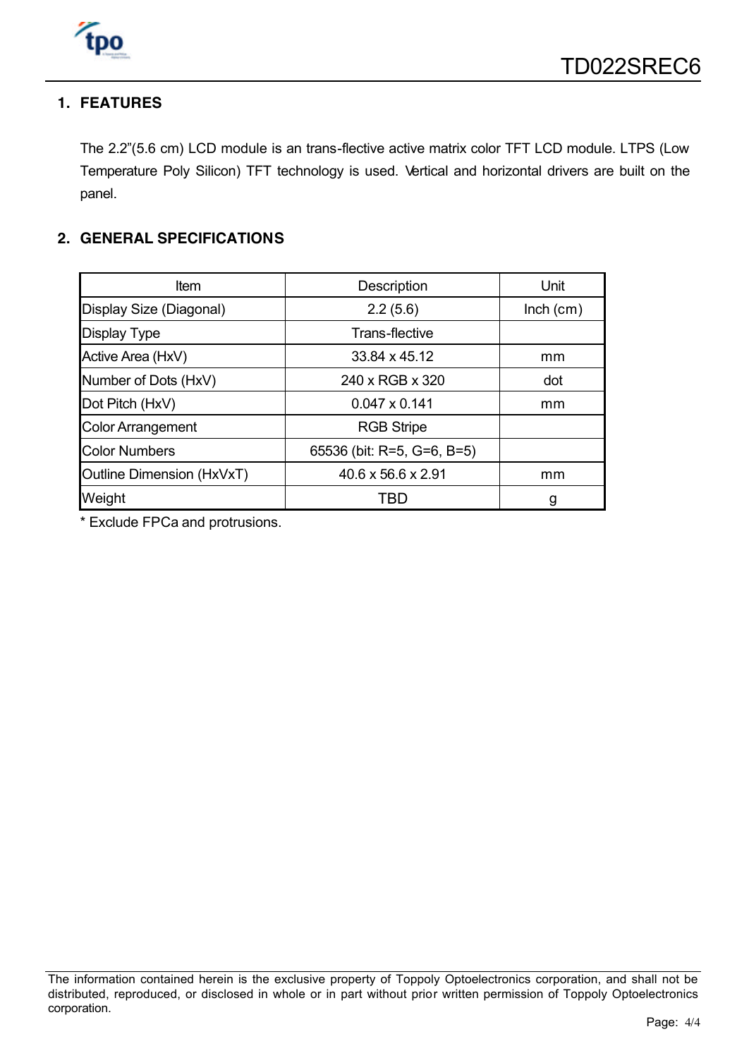## 1. FEATURES

The 2.2"(5.6 cm) LCD module is an trans-flective active matrix color TFT LCD module. LTPS (Low Temperature Poly Silicon) TFT technology is used. Vertical and horizontal drivers are built on the panel.

## 2. GENERAL SPECIFICATIONS

| Item | Description | Unit |
|---|---|---|
| Display Size (Diagonal) | 2.2 (5.6) | Inch (cm) |
| Display Type | Trans-flective | |
| Active Area (HxV) | 33.84 x 45.12 | mm |
| Number of Dots (HxV) | 240 x RGB x 320 | dot |
| Dot Pitch (HxV) | 0.047 x 0.141 | mm |
| Color Arrangement | RGB Stripe | |
| Color Numbers | 65536 (bit: R=5, G=6, B=5) | |
| Outline Dimension (HxVxT) | 40.6 x 56.6 x 2.91 | mm |
| Weight | TBD | g |

* Exclude FPCa and protrusions.

The information contained herein is the exclusive property of Toppoly Optoelectronics corporation, and shall not be distributed, reproduced, or disclosed in whole or in part without prior written permission of Toppoly Optoelectronics corporation.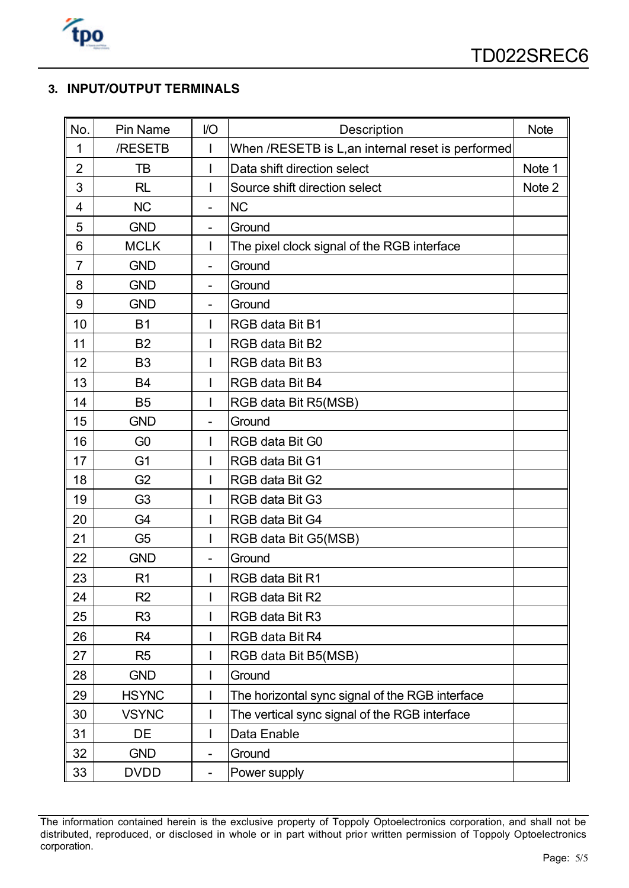## 3. INPUT/OUTPUT TERMINALS

| No. | Pin Name | I/O | Description | Note |
|---|---|---|---|---|
| 1 | /RESETB | I | When /RESETB is L,an internal reset is performed | |
| 2 | TB | I | Data shift direction select | Note 1 |
| 3 | RL | I | Source shift direction select | Note 2 |
| 4 | NC | - | NC | |
| 5 | GND | - | Ground | |
| 6 | MCLK | I | The pixel clock signal of the RGB interface | |
| 7 | GND | - | Ground | |
| 8 | GND | - | Ground | |
| 9 | GND | - | Ground | |
| 10 | B1 | I | RGB data Bit B1 | |
| 11 | B2 | I | RGB data Bit B2 | |
| 12 | B3 | I | RGB data Bit B3 | |
| 13 | B4 | I | RGB data Bit B4 | |
| 14 | B5 | I | RGB data Bit R5(MSB) | |
| 15 | GND | - | Ground | |
| 16 | G0 | I | RGB data Bit G0 | |
| 17 | G1 | I | RGB data Bit G1 | |
| 18 | G2 | I | RGB data Bit G2 | |
| 19 | G3 | I | RGB data Bit G3 | |
| 20 | G4 | I | RGB data Bit G4 | |
| 21 | G5 | I | RGB data Bit G5(MSB) | |
| 22 | GND | - | Ground | |
| 23 | R1 | I | RGB data Bit R1 | |
| 24 | R2 | I | RGB data Bit R2 | |
| 25 | R3 | I | RGB data Bit R3 | |
| 26 | R4 | I | RGB data Bit R4 | |
| 27 | R5 | I | RGB data Bit B5(MSB) | |
| 28 | GND | I | Ground | |
| 29 | HSYNC | I | The horizontal sync signal of the RGB interface | |
| 30 | VSYNC | I | The vertical sync signal of the RGB interface | |
| 31 | DE | I | Data Enable | |
| 32 | GND | - | Ground | |
| 33 | DVDD | - | Power supply | |

The information contained herein is the exclusive property of Toppoly Optoelectronics corporation, and shall not be distributed, reproduced, or disclosed in whole or in part without prior written permission of Toppoly Optoelectronics corporation.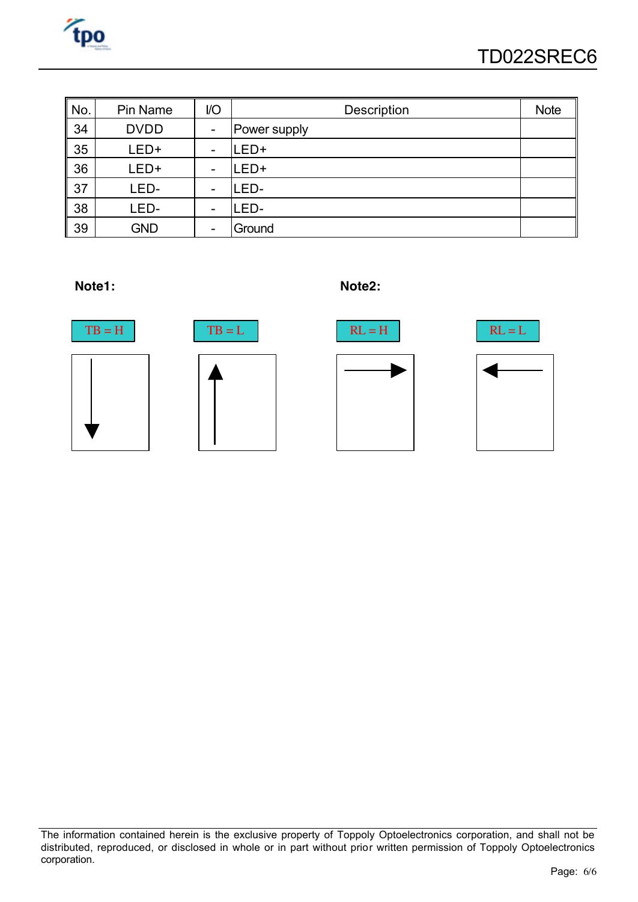| No. | Pin Name | I/O | Description | Note |
|---|---|---|---|---|
| 34 | DVDD | - | Power supply | |
| 35 | LED+ | - | LED+ | |
| 36 | LED+ | - | LED+ | |
| 37 | LED- | - | LED- | |
| 38 | LED- | - | LED- | |
| 39 | GND | - | Ground | |

**Note1:**

TB = H

TB = L

**Note2:**

RL = H

RL = L

The information contained herein is the exclusive property of Toppoly Optoelectronics corporation, and shall not be distributed, reproduced, or disclosed in whole or in part without prior written permission of Toppoly Optoelectronics corporation.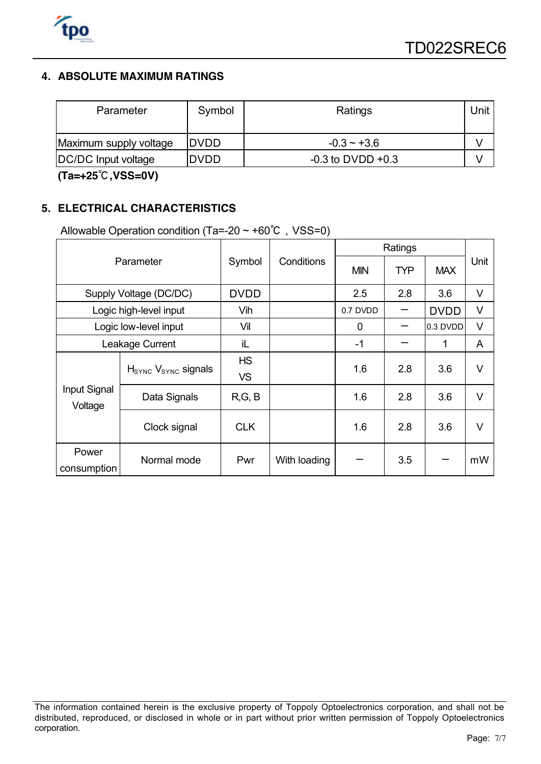## 4. ABSOLUTE MAXIMUM RATINGS

| Parameter | Symbol | Ratings | Unit |
|---|---|---|---|
| Maximum supply voltage | DVDD | -0.3 ~ +3.6 | V |
| DC/DC Input voltage | DVDD | -0.3 to DVDD +0.3 | V |

**(Ta=+25℃,VSS=0V)**

## 5. ELECTRICAL CHARACTERISTICS

Allowable Operation condition (Ta=-20 ~ +60℃ , VSS=0)

| Parameter | | Symbol | Conditions | Ratings | | | Unit |
|---|---|---|---|---|---|---|---|
| | | | | MIN | TYP | MAX | |
| Supply Voltage (DC/DC) | | DVDD | | 2.5 | 2.8 | 3.6 | V |
| Logic high-level input | | Vih | | 0.7 DVDD | − | DVDD | V |
| Logic low-level input | | Vil | | 0 | − | 0.3 DVDD | V |
| Leakage Current | | iL | | -1 | − | 1 | A |
| Input Signal Voltage | $H_{SYNC}$ $V_{SYNC}$ signals | HS VS | | 1.6 | 2.8 | 3.6 | V |
| | Data Signals | R,G, B | | 1.6 | 2.8 | 3.6 | V |
| | Clock signal | CLK | | 1.6 | 2.8 | 3.6 | V |
| Power consumption | Normal mode | Pwr | With loading | − | 3.5 | − | mW |

The information contained herein is the exclusive property of Toppoly Optoelectronics corporation, and shall not be distributed, reproduced, or disclosed in whole or in part without prior written permission of Toppoly Optoelectronics corporation.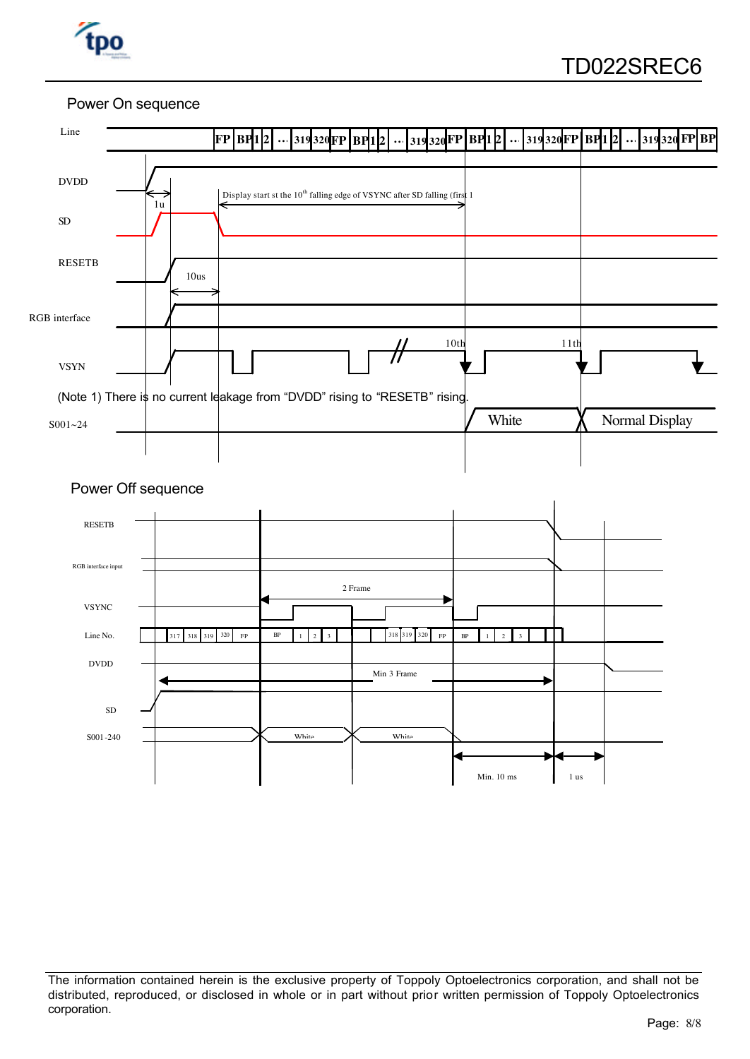## Power On sequence

Line: FP | BP | 1 | 2 | … | 319 | 320 | FP | BP | 1 | 2 | … | 319 | 320 | FP | BP | 1 | 2 | … | 319 | 320 | FP | BP | 1 | 2 | … | 319 | 320 | FP | BP

DVDD

1u

Display start st the 10th falling edge of VSYNC after SD falling (first 1

SD

RESETB

10us

RGB interface

10th

11th

VSYN

(Note 1) There is no current leakage from “DVDD” rising to “RESETB” rising.

S001~24 — White — Normal Display

## Power Off sequence

RESETB

RGB interface input

2 Frame

VSYNC

Line No.: 317 | 318 | 319 | 320 | FP | BP | 1 | 2 | 3 | … | 318 | 319 | 320 | FP | BP | 1 | 2 | 3

DVDD

Min 3 Frame

SD

S001-240 — White — White

Min. 10 ms

1 us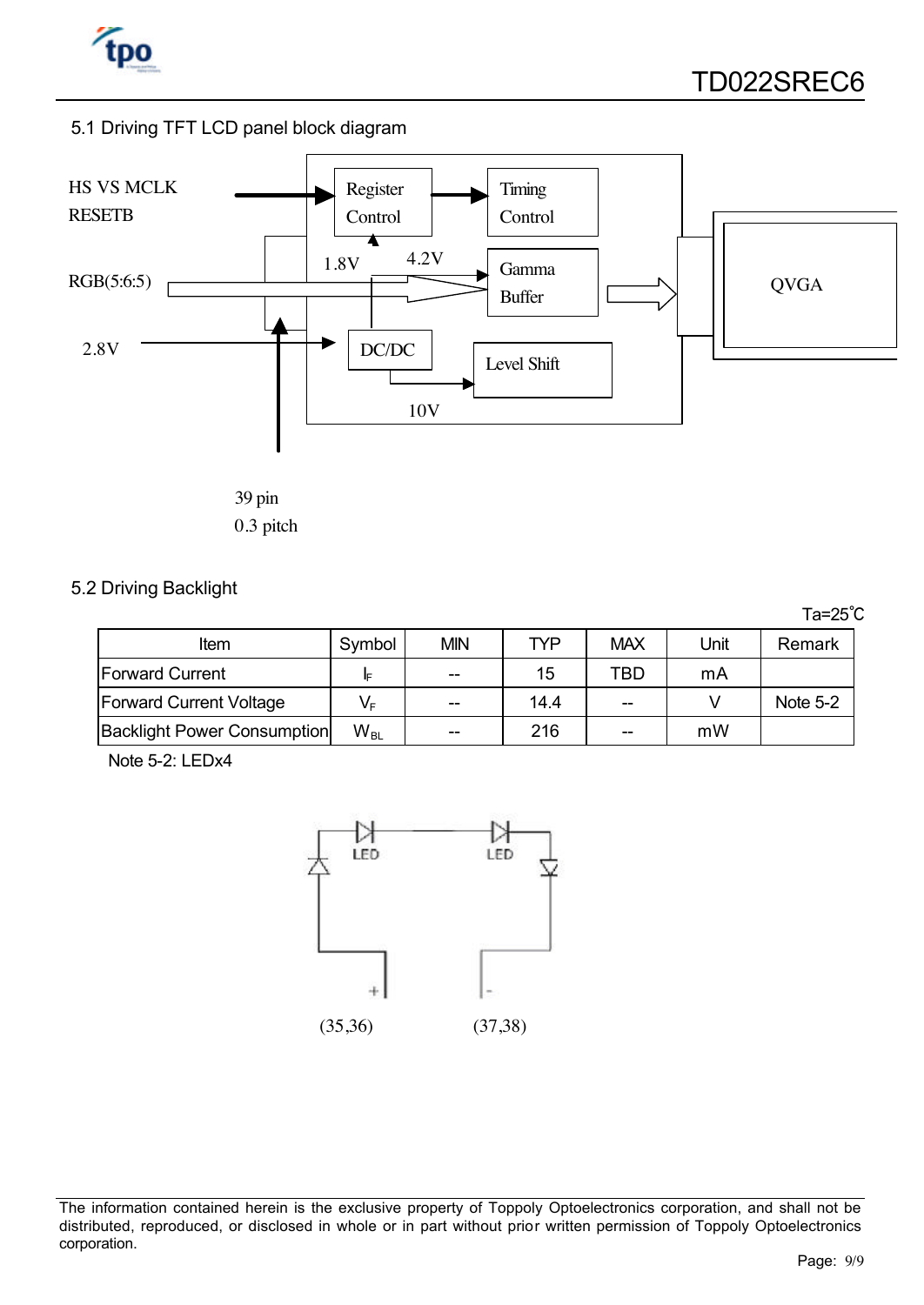### 5.1 Driving TFT LCD panel block diagram

HS VS MCLK
RESETB

RGB(5:6:5)

2.8V

Register Control

Timing Control

1.8V

4.2V

Gamma Buffer

DC/DC

Level Shift

10V

QVGA

39 pin
0.3 pitch

### 5.2 Driving Backlight

Ta=25℃

| Item | Symbol | MIN | TYP | MAX | Unit | Remark |
|---|---|---|---|---|---|---|
| Forward Current | $I_F$ | -- | 15 | TBD | mA | |
| Forward Current Voltage | $V_F$ | -- | 14.4 | -- | V | Note 5-2 |
| Backlight Power Consumption | $W_{BL}$ | -- | 216 | -- | mW | |

Note 5-2: LEDx4

LED LED

\+ -

(35,36) (37,38)

The information contained herein is the exclusive property of Toppoly Optoelectronics corporation, and shall not be distributed, reproduced, or disclosed in whole or in part without prior written permission of Toppoly Optoelectronics corporation.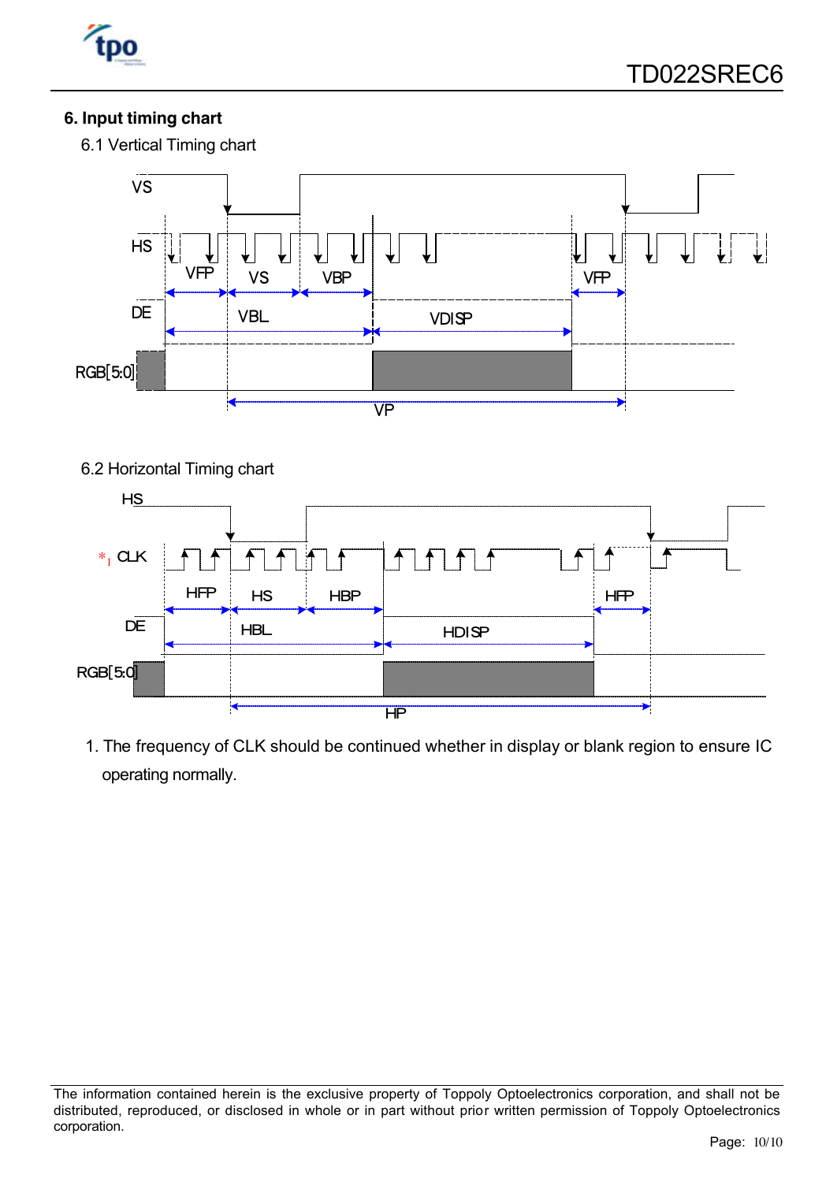## 6. Input timing chart

### 6.1 Vertical Timing chart

VS

HS

VFP VS VBP VFP

DE

VBL VDISP

RGB[5:0]

VP

### 6.2 Horizontal Timing chart

HS

*1 CLK

HFP HS HBP HFP

DE

HBL HDISP

RGB[5:0]

HP

1. The frequency of CLK should be continued whether in display or blank region to ensure IC operating normally.

The information contained herein is the exclusive property of Toppoly Optoelectronics corporation, and shall not be distributed, reproduced, or disclosed in whole or in part without prior written permission of Toppoly Optoelectronics corporation.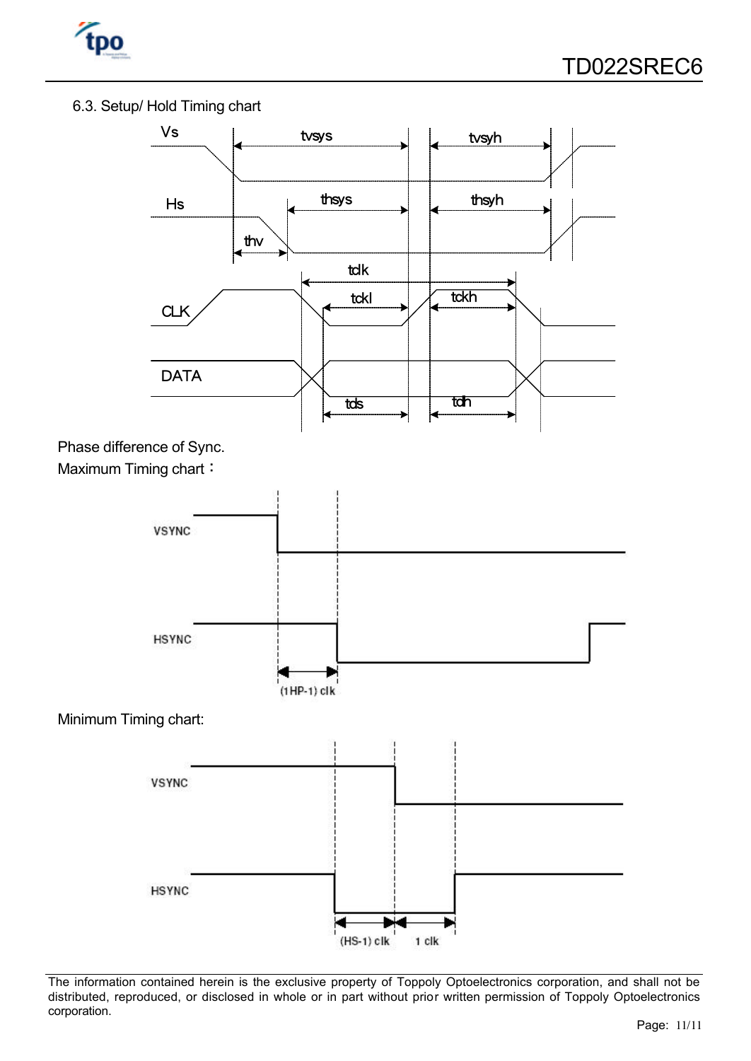6.3. Setup/ Hold Timing chart

Vs tvsys tvsyh

Hs thsys thsyh

thv

tclk

CLK tckl tckh

DATA

tds tdh

Phase difference of Sync.

Maximum Timing chart：

VSYNC

HSYNC

(1HP-1) clk

Minimum Timing chart:

VSYNC

HSYNC

(HS-1) clk 1 clk

The information contained herein is the exclusive property of Toppoly Optoelectronics corporation, and shall not be distributed, reproduced, or disclosed in whole or in part without prior written permission of Toppoly Optoelectronics corporation.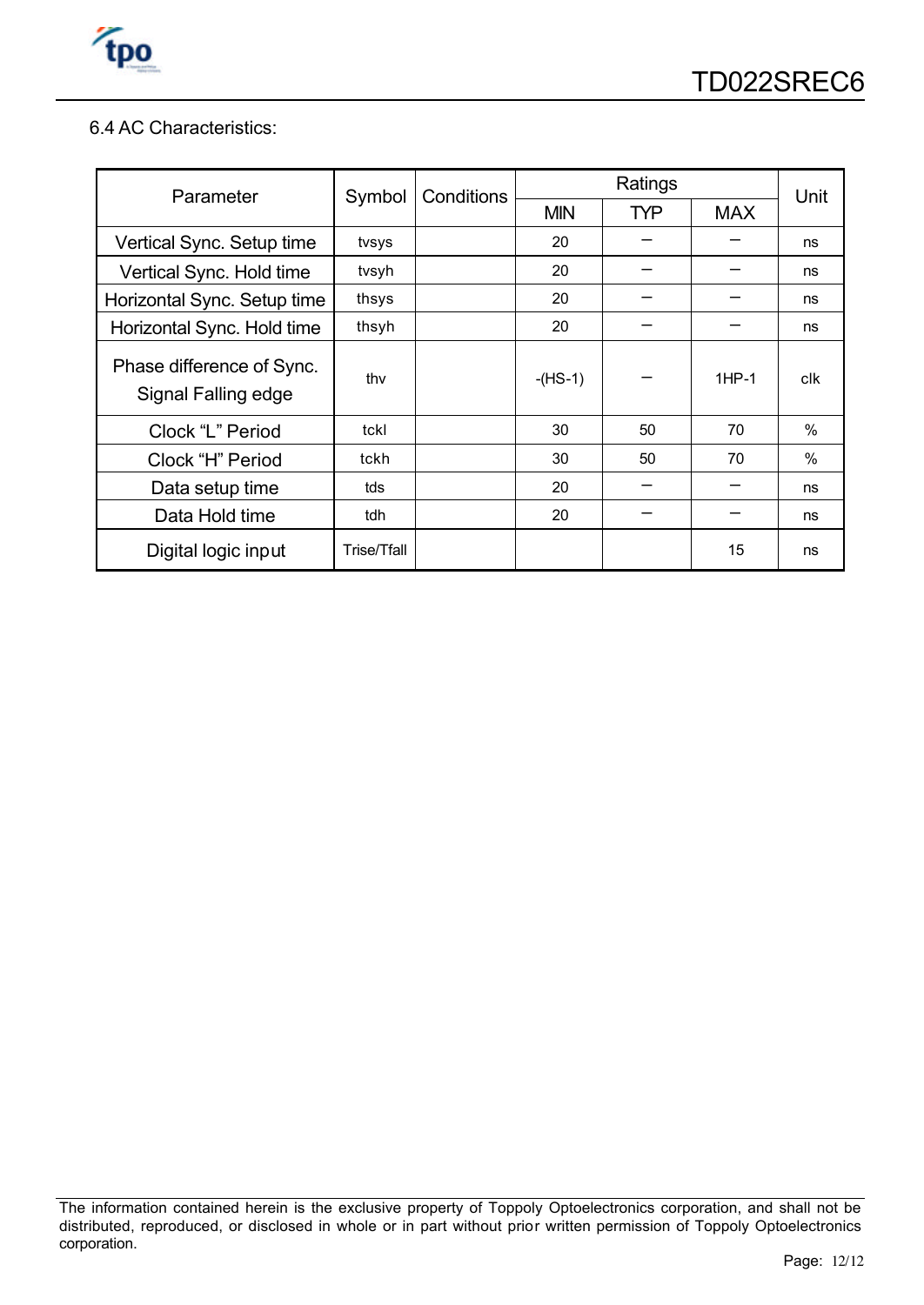6.4 AC Characteristics:

| Parameter | Symbol | Conditions | Ratings | | | Unit |
|---|---|---|---|---|---|---|
| | | | MIN | TYP | MAX | |
| Vertical Sync. Setup time | tvsys | | 20 | – | – | ns |
| Vertical Sync. Hold time | tvsyh | | 20 | – | – | ns |
| Horizontal Sync. Setup time | thsys | | 20 | – | – | ns |
| Horizontal Sync. Hold time | thsyh | | 20 | – | – | ns |
| Phase difference of Sync. Signal Falling edge | thv | | -(HS-1) | – | 1HP-1 | clk |
| Clock “L” Period | tckl | | 30 | 50 | 70 | % |
| Clock “H” Period | tckh | | 30 | 50 | 70 | % |
| Data setup time | tds | | 20 | – | – | ns |
| Data Hold time | tdh | | 20 | – | – | ns |
| Digital logic input | Trise/Tfall | | | | 15 | ns |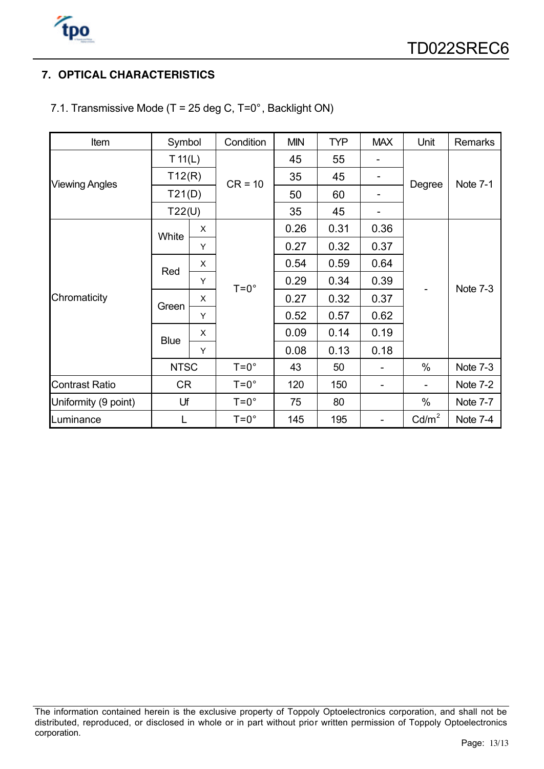## 7. OPTICAL CHARACTERISTICS

### 7.1. Transmissive Mode (T = 25 deg C, T=0°, Backlight ON)

| Item | Symbol | | Condition | MIN | TYP | MAX | Unit | Remarks |
|---|---|---|---|---|---|---|---|---|
| Viewing Angles | T 11(L) | | CR = 10 | 45 | 55 | - | Degree | Note 7-1 |
| | T12(R) | | | 35 | 45 | - | | |
| | T21(D) | | | 50 | 60 | - | | |
| | T22(U) | | | 35 | 45 | - | | |
| Chromaticity | White | X | T=0° | 0.26 | 0.31 | 0.36 | - | Note 7-3 |
| | | Y | | 0.27 | 0.32 | 0.37 | | |
| | Red | X | | 0.54 | 0.59 | 0.64 | | |
| | | Y | | 0.29 | 0.34 | 0.39 | | |
| | Green | X | | 0.27 | 0.32 | 0.37 | | |
| | | Y | | 0.52 | 0.57 | 0.62 | | |
| | Blue | X | | 0.09 | 0.14 | 0.19 | | |
| | | Y | | 0.08 | 0.13 | 0.18 | | |
| | NTSC | | T=0° | 43 | 50 | - | % | Note 7-3 |
| Contrast Ratio | CR | | T=0° | 120 | 150 | - | - | Note 7-2 |
| Uniformity (9 point) | Uf | | T=0° | 75 | 80 | | % | Note 7-7 |
| Luminance | L | | T=0° | 145 | 195 | - | $Cd/m^2$ | Note 7-4 |

The information contained herein is the exclusive property of Toppoly Optoelectronics corporation, and shall not be distributed, reproduced, or disclosed in whole or in part without prior written permission of Toppoly Optoelectronics corporation.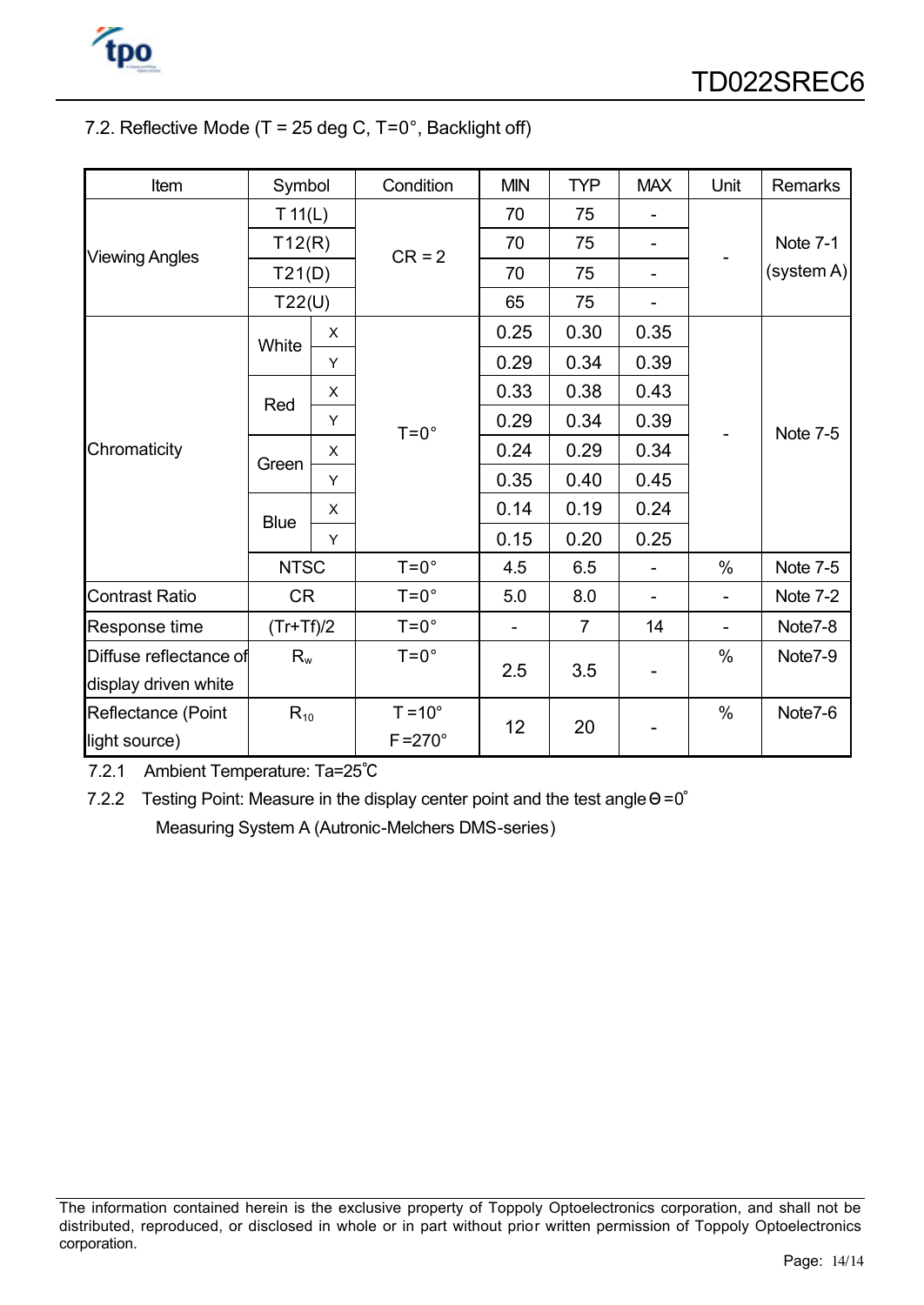7.2. Reflective Mode (T = 25 deg C, T=0°, Backlight off)

| Item | Symbol | | Condition | MIN | TYP | MAX | Unit | Remarks |
|---|---|---|---|---|---|---|---|---|
| Viewing Angles | T 11(L) | | CR = 2 | 70 | 75 | - | - | Note 7-1 (system A) |
| | T12(R) | | | 70 | 75 | - | | |
| | T21(D) | | | 70 | 75 | - | | |
| | T22(U) | | | 65 | 75 | - | | |
| Chromaticity | White | X | T=0° | 0.25 | 0.30 | 0.35 | - | Note 7-5 |
| | | Y | | 0.29 | 0.34 | 0.39 | | |
| | Red | X | | 0.33 | 0.38 | 0.43 | | |
| | | Y | | 0.29 | 0.34 | 0.39 | | |
| | Green | X | | 0.24 | 0.29 | 0.34 | | |
| | | Y | | 0.35 | 0.40 | 0.45 | | |
| | Blue | X | | 0.14 | 0.19 | 0.24 | | |
| | | Y | | 0.15 | 0.20 | 0.25 | | |
| | NTSC | | T=0° | 4.5 | 6.5 | - | % | Note 7-5 |
| Contrast Ratio | CR | | T=0° | 5.0 | 8.0 | - | - | Note 7-2 |
| Response time | (Tr+Tf)/2 | | T=0° | - | 7 | 14 | - | Note7-8 |
| Diffuse reflectance of display driven white | $R_w$ | | T=0° | 2.5 | 3.5 | - | % | Note7-9 |
| Reflectance (Point light source) | $R_{10}$ | | T =10° F =270° | 12 | 20 | - | % | Note7-6 |

7.2.1 Ambient Temperature: Ta=25℃

7.2.2 Testing Point: Measure in the display center point and the test angle Θ=0°
Measuring System A (Autronic-Melchers DMS-series)

The information contained herein is the exclusive property of Toppoly Optoelectronics corporation, and shall not be distributed, reproduced, or disclosed in whole or in part without prior written permission of Toppoly Optoelectronics corporation.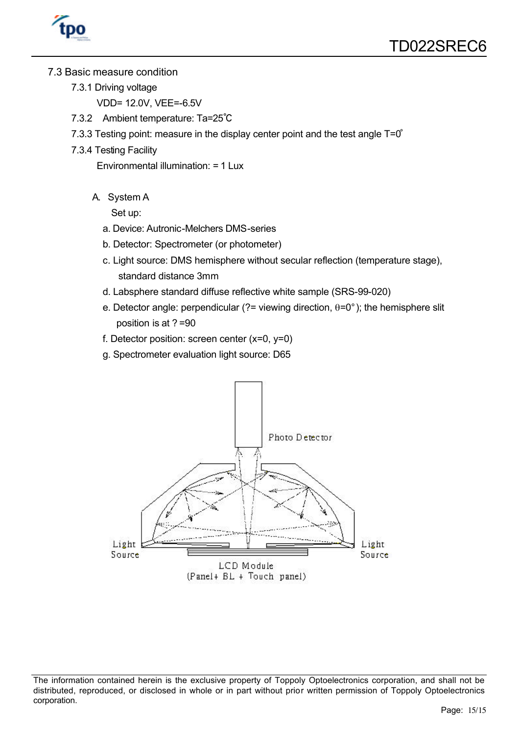### 7.3 Basic measure condition

7.3.1 Driving voltage

VDD= 12.0V, VEE=-6.5V

7.3.2 Ambient temperature: Ta=25℃

7.3.3 Testing point: measure in the display center point and the test angle T=0°

7.3.4 Testing Facility

Environmental illumination: = 1 Lux

A. System A

Set up:

a. Device: Autronic-Melchers DMS-series

b. Detector: Spectrometer (or photometer)

c. Light source: DMS hemisphere without secular reflection (temperature stage), standard distance 3mm

d. Labsphere standard diffuse reflective white sample (SRS-99-020)

e. Detector angle: perpendicular (?= viewing direction, θ=0° ); the hemisphere slit position is at ? =90

f. Detector position: screen center (x=0, y=0)

g. Spectrometer evaluation light source: D65

Photo Detector

Light Source

Light Source

LCD Module
(Panel+ BL + Touch panel)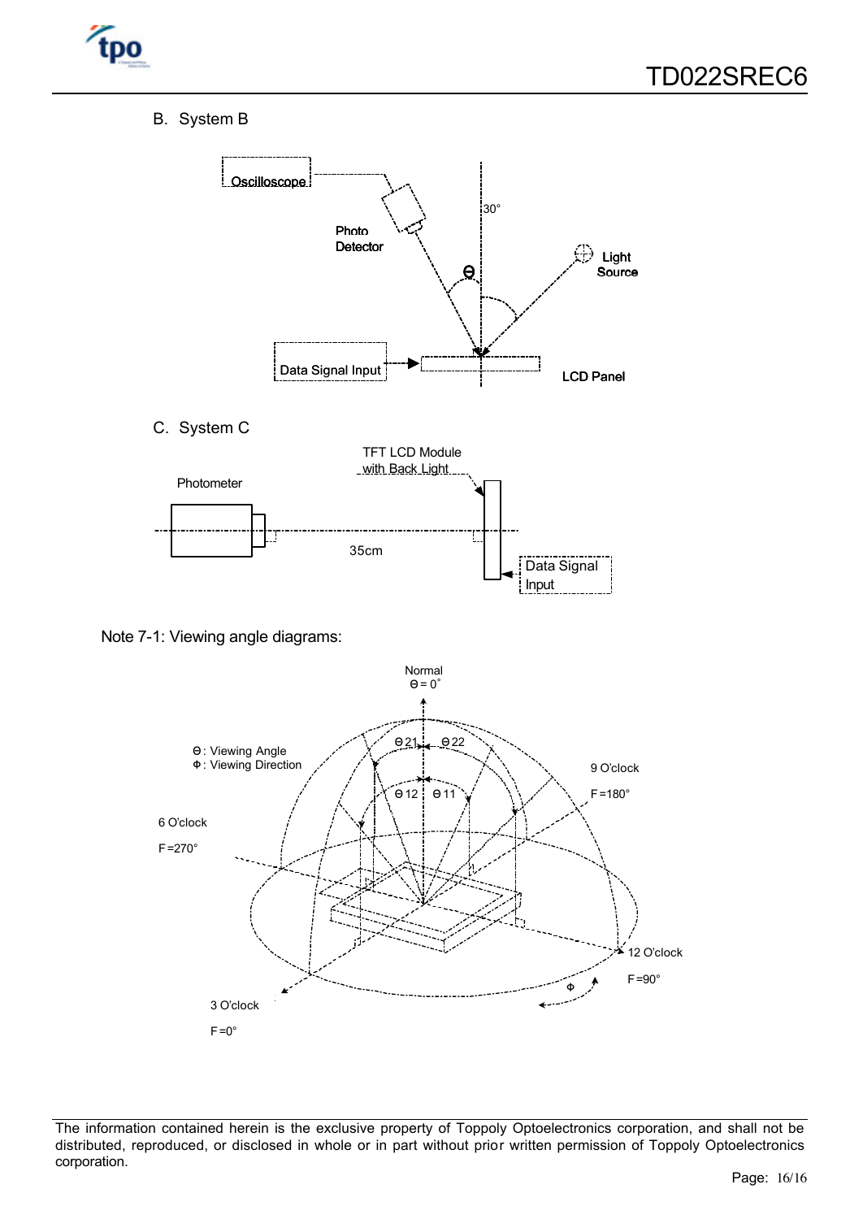B. System B

C. System C

Note 7-1: Viewing angle diagrams: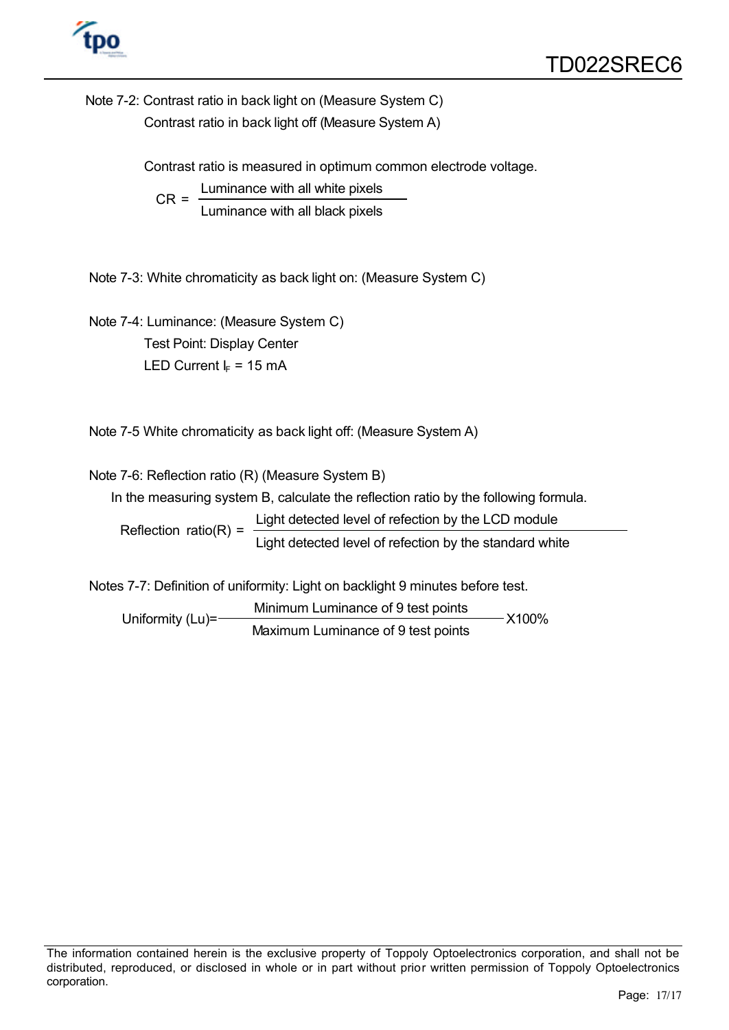Note 7-2: Contrast ratio in back light on (Measure System C)

Contrast ratio in back light off (Measure System A)

Contrast ratio is measured in optimum common electrode voltage.

$$CR = \frac{\text{Luminance with all white pixels}}{\text{Luminance with all black pixels}}$$

Note 7-3: White chromaticity as back light on: (Measure System C)

Note 7-4: Luminance: (Measure System C)

Test Point: Display Center

LED Current $I_F$ = 15 mA

Note 7-5 White chromaticity as back light off: (Measure System A)

Note 7-6: Reflection ratio (R) (Measure System B)

In the measuring system B, calculate the reflection ratio by the following formula.

$$\text{Reflection ratio(R)} = \frac{\text{Light detected level of refection by the LCD module}}{\text{Light detected level of refection by the standard white}}$$

Notes 7-7: Definition of uniformity: Light on backlight 9 minutes before test.

$$\text{Uniformity (Lu)} = \frac{\text{Minimum Luminance of 9 test points}}{\text{Maximum Luminance of 9 test points}} \times 100\%$$

The information contained herein is the exclusive property of Toppoly Optoelectronics corporation, and shall not be distributed, reproduced, or disclosed in whole or in part without prior written permission of Toppoly Optoelectronics corporation.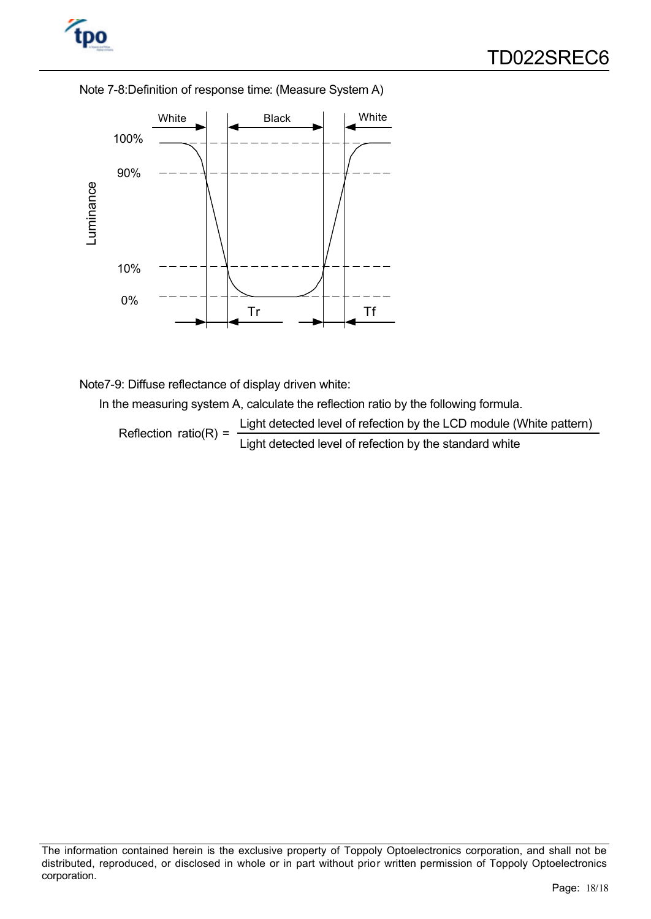Note 7-8:Definition of response time: (Measure System A)

Note7-9: Diffuse reflectance of display driven white:

In the measuring system A, calculate the reflection ratio by the following formula.

$$\text{Reflection ratio(R)} = \frac{\text{Light detected level of refection by the LCD module (White pattern)}}{\text{Light detected level of refection by the standard white}}$$

The information contained herein is the exclusive property of Toppoly Optoelectronics corporation, and shall not be distributed, reproduced, or disclosed in whole or in part without prior written permission of Toppoly Optoelectronics corporation.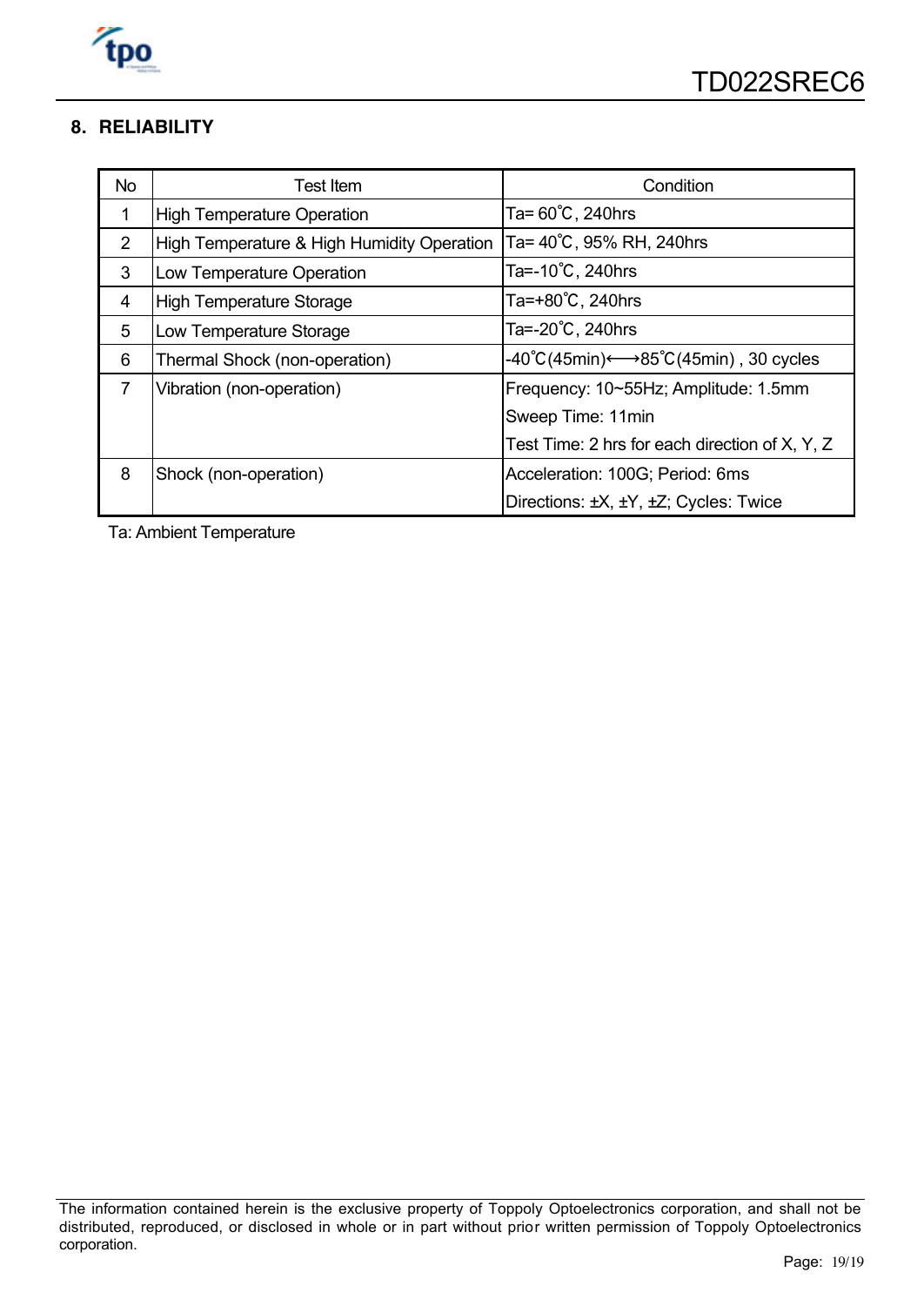## 8. RELIABILITY

| No | Test Item | Condition |
|---|---|---|
| 1 | High Temperature Operation | Ta= 60˚C, 240hrs |
| 2 | High Temperature & High Humidity Operation | Ta= 40˚C, 95% RH, 240hrs |
| 3 | Low Temperature Operation | Ta=-10˚C, 240hrs |
| 4 | High Temperature Storage | Ta=+80˚C, 240hrs |
| 5 | Low Temperature Storage | Ta=-20˚C, 240hrs |
| 6 | Thermal Shock (non-operation) | -40˚C(45min)⟷85˚C(45min) , 30 cycles |
| 7 | Vibration (non-operation) | Frequency: 10~55Hz; Amplitude: 1.5mm<br>Sweep Time: 11min<br>Test Time: 2 hrs for each direction of X, Y, Z |
| 8 | Shock (non-operation) | Acceleration: 100G; Period: 6ms<br>Directions: ±X, ±Y, ±Z; Cycles: Twice |

Ta: Ambient Temperature

The information contained herein is the exclusive property of Toppoly Optoelectronics corporation, and shall not be distributed, reproduced, or disclosed in whole or in part without prior written permission of Toppoly Optoelectronics corporation.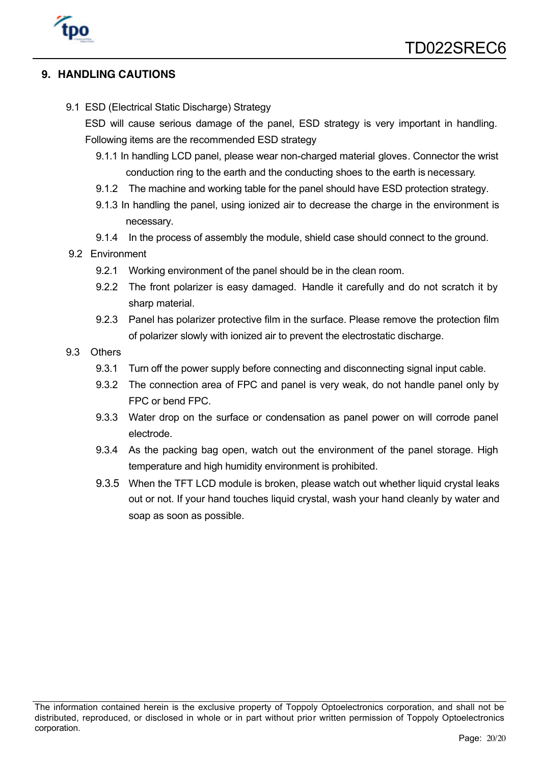## 9. HANDLING CAUTIONS

### 9.1 ESD (Electrical Static Discharge) Strategy

ESD will cause serious damage of the panel, ESD strategy is very important in handling. Following items are the recommended ESD strategy

- 9.1.1 In handling LCD panel, please wear non-charged material gloves. Connector the wrist conduction ring to the earth and the conducting shoes to the earth is necessary.
- 9.1.2 The machine and working table for the panel should have ESD protection strategy.
- 9.1.3 In handling the panel, using ionized air to decrease the charge in the environment is necessary.
- 9.1.4 In the process of assembly the module, shield case should connect to the ground.

### 9.2 Environment

- 9.2.1 Working environment of the panel should be in the clean room.
- 9.2.2 The front polarizer is easy damaged. Handle it carefully and do not scratch it by sharp material.
- 9.2.3 Panel has polarizer protective film in the surface. Please remove the protection film of polarizer slowly with ionized air to prevent the electrostatic discharge.

### 9.3 Others

- 9.3.1 Turn off the power supply before connecting and disconnecting signal input cable.
- 9.3.2 The connection area of FPC and panel is very weak, do not handle panel only by FPC or bend FPC.
- 9.3.3 Water drop on the surface or condensation as panel power on will corrode panel electrode.
- 9.3.4 As the packing bag open, watch out the environment of the panel storage. High temperature and high humidity environment is prohibited.
- 9.3.5 When the TFT LCD module is broken, please watch out whether liquid crystal leaks out or not. If your hand touches liquid crystal, wash your hand cleanly by water and soap as soon as possible.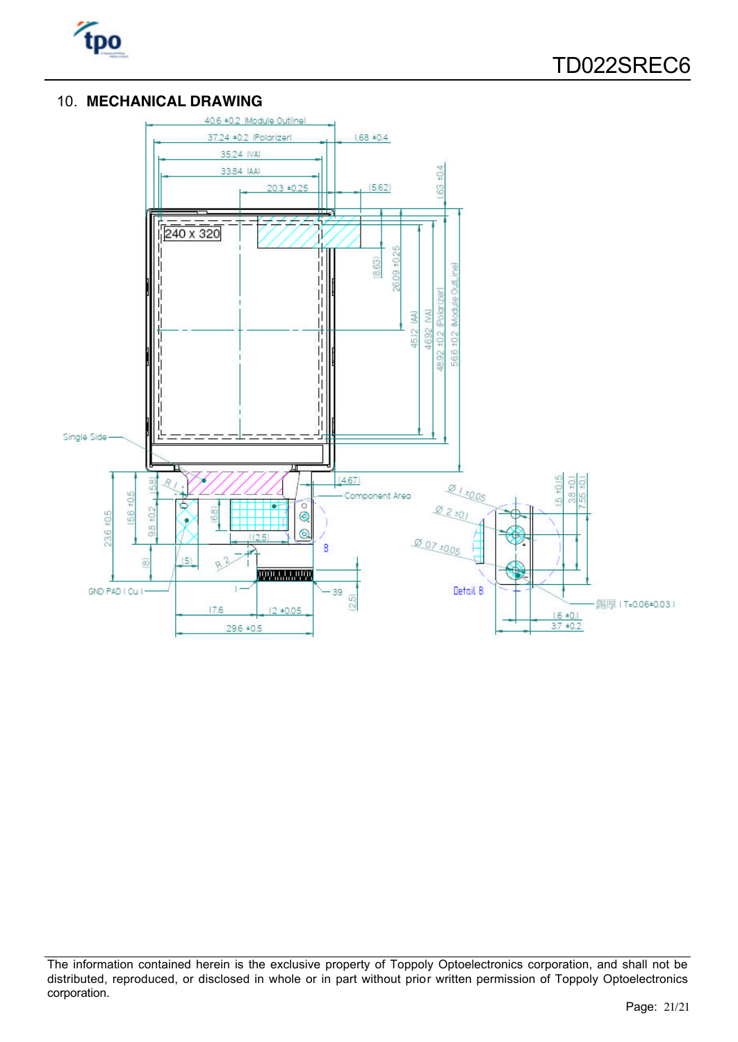## 10. MECHANICAL DRAWING

40.6 ±0.2 (Module Outline)

37.24 ±0.2 (Polarizer)

35.24 (VA)

33.84 (AA)

20.3 ±0.25

(5.62)

1.68 ±0.4

1.63 ±0.4

240 x 320

(8.63)

26.09 ±0.25

45.12 (AA)

46.92 (VA)

48.92 ±0.2 (Polarizer)

56.6 ±0.2 (Module OutLine)

Single Side

(5.8)

R 1

(4.67)

Component Area

23.6 ±0.5

15.6 ±0.5

9.8 ±0.2

(6.8)

(12.5)

B

(8)

(5)

R 2

GND PAD ( Cu )

1

39

(2.5)

17.6

12 ±0.05

29.6 ±0.5

Ø 1 ±0.05

Ø 2 ±0.1

Ø 0.7 ±0.05

Detail B

1.5 ±0.15

3.8 ±0.1

7.55 ±0.1

錫厚 ( T=0.06±0.03 )

1.6 ±0.1

3.7 ±0.2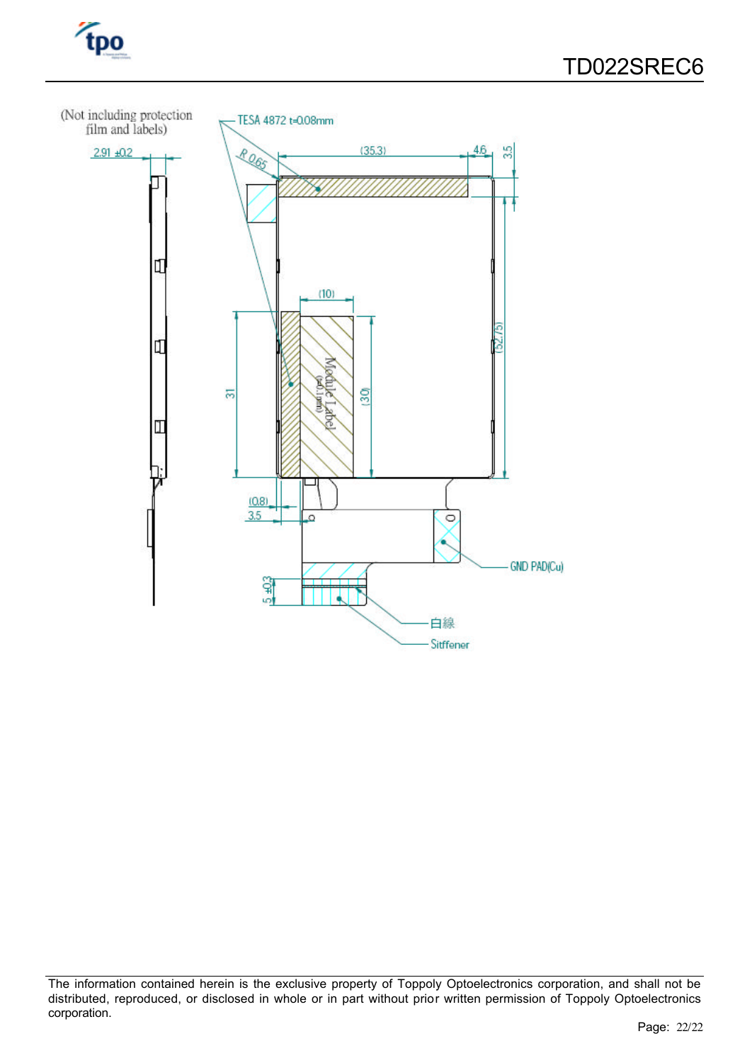(Not including protection film and labels)

2.91 ±0.2

TESA 4872 t=0.08mm

R 0.65

(35.3)

4.6

3.5

(10)

Module Label (t=0.1 mm)

31

(30)

(52.75)

(0.8)

3.5

GND PAD(Cu)

5 ±0.3

白線

Sitffener

The information contained herein is the exclusive property of Toppoly Optoelectronics corporation, and shall not be distributed, reproduced, or disclosed in whole or in part without prior written permission of Toppoly Optoelectronics corporation.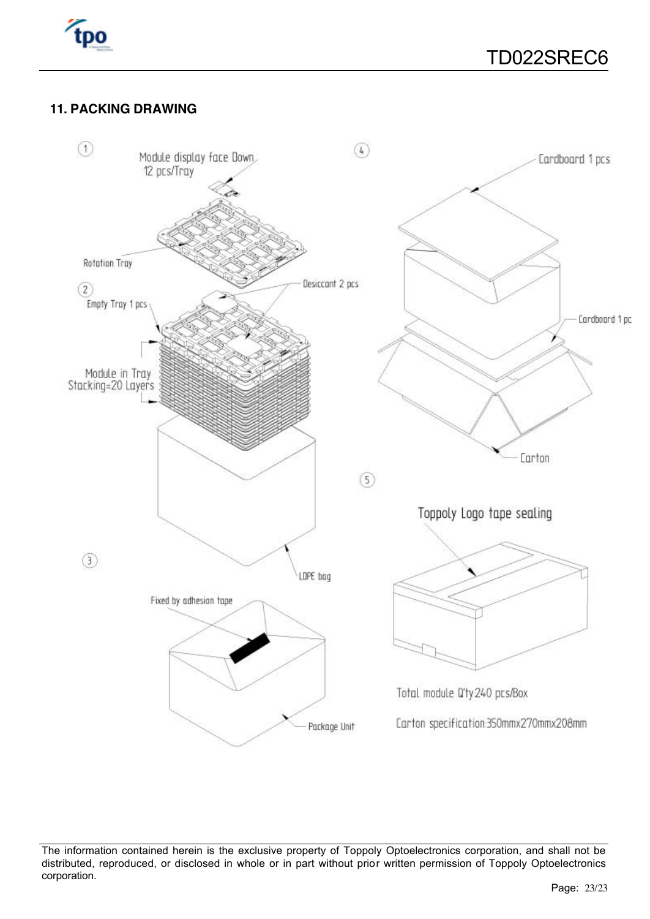## 11. PACKING DRAWING

① Module display face Down, 12 pcs/Tray

Rotation Tray

② Empty Tray 1 pcs

Desiccant 2 pcs

Module in Tray Stacking=20 Layers

LDPE bag

③ Fixed by adhesion tape

Package Unit

④ Cardboard 1 pcs

Cardboard 1 pc

Carton

⑤ Toppoly Logo tape sealing

Total module Q'ty:240 pcs/Box

Carton specification:350mmx270mmx208mm

The information contained herein is the exclusive property of Toppoly Optoelectronics corporation, and shall not be distributed, reproduced, or disclosed in whole or in part without prior written permission of Toppoly Optoelectronics corporation.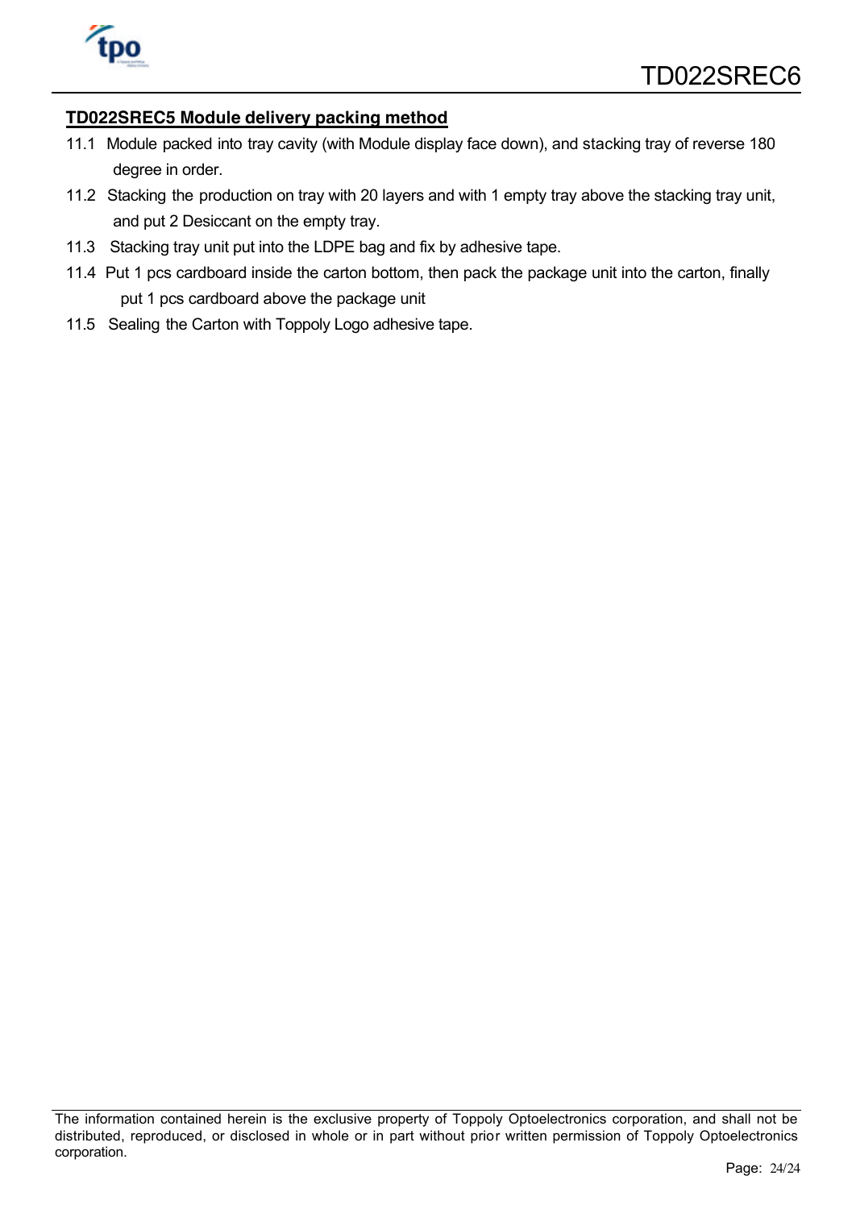## TD022SREC5 Module delivery packing method

11.1 Module packed into tray cavity (with Module display face down), and stacking tray of reverse 180 degree in order.

11.2 Stacking the production on tray with 20 layers and with 1 empty tray above the stacking tray unit, and put 2 Desiccant on the empty tray.

11.3 Stacking tray unit put into the LDPE bag and fix by adhesive tape.

11.4 Put 1 pcs cardboard inside the carton bottom, then pack the package unit into the carton, finally put 1 pcs cardboard above the package unit

11.5 Sealing the Carton with Toppoly Logo adhesive tape.